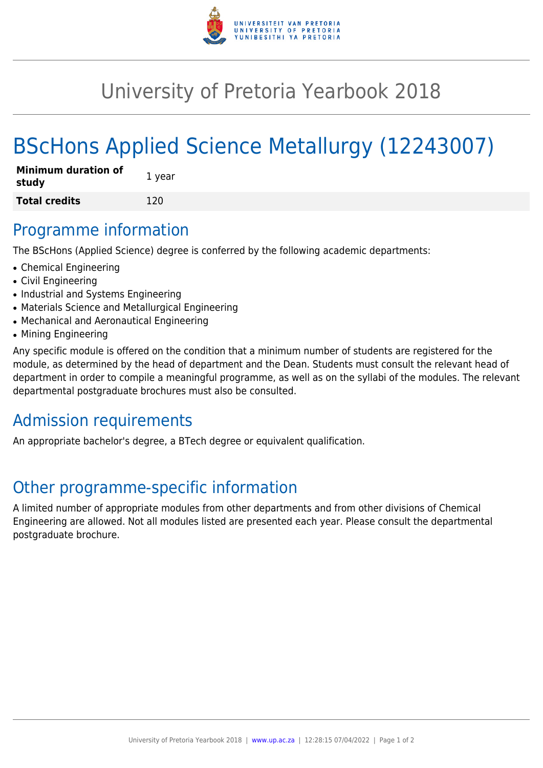# University of Pretoria Yearbook 2018

# BScHons Applied Science Metallurgy (12243007)

| | |
|---|---|
| **Minimum duration of study** | 1 year |
| **Total credits** | 120 |

## Programme information

The BScHons (Applied Science) degree is conferred by the following academic departments:

- Chemical Engineering
- Civil Engineering
- Industrial and Systems Engineering
- Materials Science and Metallurgical Engineering
- Mechanical and Aeronautical Engineering
- Mining Engineering

Any specific module is offered on the condition that a minimum number of students are registered for the module, as determined by the head of department and the Dean. Students must consult the relevant head of department in order to compile a meaningful programme, as well as on the syllabi of the modules. The relevant departmental postgraduate brochures must also be consulted.

## Admission requirements

An appropriate bachelor's degree, a BTech degree or equivalent qualification.

## Other programme-specific information

A limited number of appropriate modules from other departments and from other divisions of Chemical Engineering are allowed. Not all modules listed are presented each year. Please consult the departmental postgraduate brochure.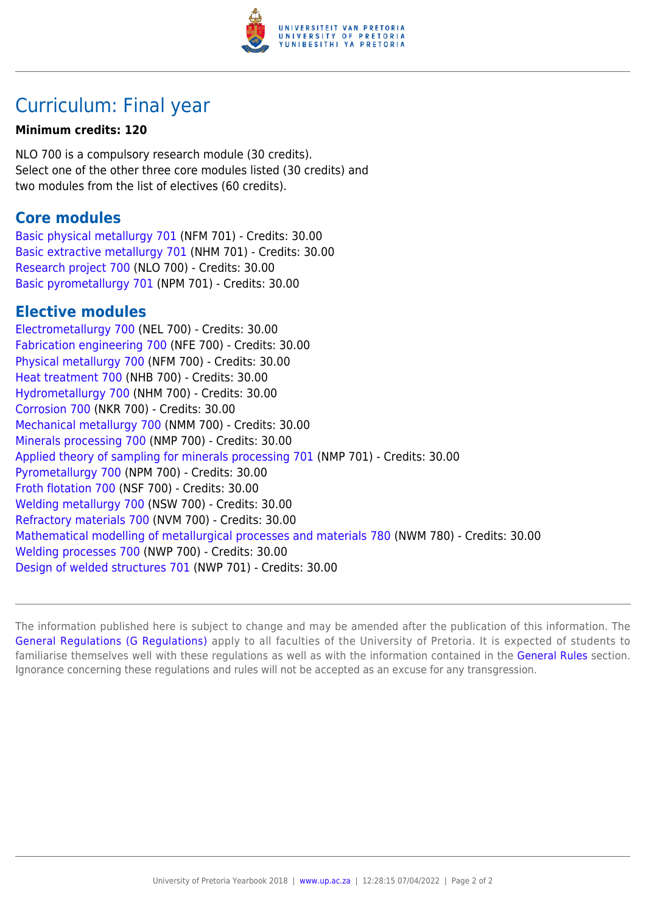# Curriculum: Final year

**Minimum credits: 120**

NLO 700 is a compulsory research module (30 credits).
Select one of the other three core modules listed (30 credits) and
two modules from the list of electives (60 credits).

## Core modules

Basic physical metallurgy 701 (NFM 701) - Credits: 30.00
Basic extractive metallurgy 701 (NHM 701) - Credits: 30.00
Research project 700 (NLO 700) - Credits: 30.00
Basic pyrometallurgy 701 (NPM 701) - Credits: 30.00

## Elective modules

Electrometallurgy 700 (NEL 700) - Credits: 30.00
Fabrication engineering 700 (NFE 700) - Credits: 30.00
Physical metallurgy 700 (NFM 700) - Credits: 30.00
Heat treatment 700 (NHB 700) - Credits: 30.00
Hydrometallurgy 700 (NHM 700) - Credits: 30.00
Corrosion 700 (NKR 700) - Credits: 30.00
Mechanical metallurgy 700 (NMM 700) - Credits: 30.00
Minerals processing 700 (NMP 700) - Credits: 30.00
Applied theory of sampling for minerals processing 701 (NMP 701) - Credits: 30.00
Pyrometallurgy 700 (NPM 700) - Credits: 30.00
Froth flotation 700 (NSF 700) - Credits: 30.00
Welding metallurgy 700 (NSW 700) - Credits: 30.00
Refractory materials 700 (NVM 700) - Credits: 30.00
Mathematical modelling of metallurgical processes and materials 780 (NWM 780) - Credits: 30.00
Welding processes 700 (NWP 700) - Credits: 30.00
Design of welded structures 701 (NWP 701) - Credits: 30.00

The information published here is subject to change and may be amended after the publication of this information. The General Regulations (G Regulations) apply to all faculties of the University of Pretoria. It is expected of students to familiarise themselves well with these regulations as well as with the information contained in the General Rules section. Ignorance concerning these regulations and rules will not be accepted as an excuse for any transgression.